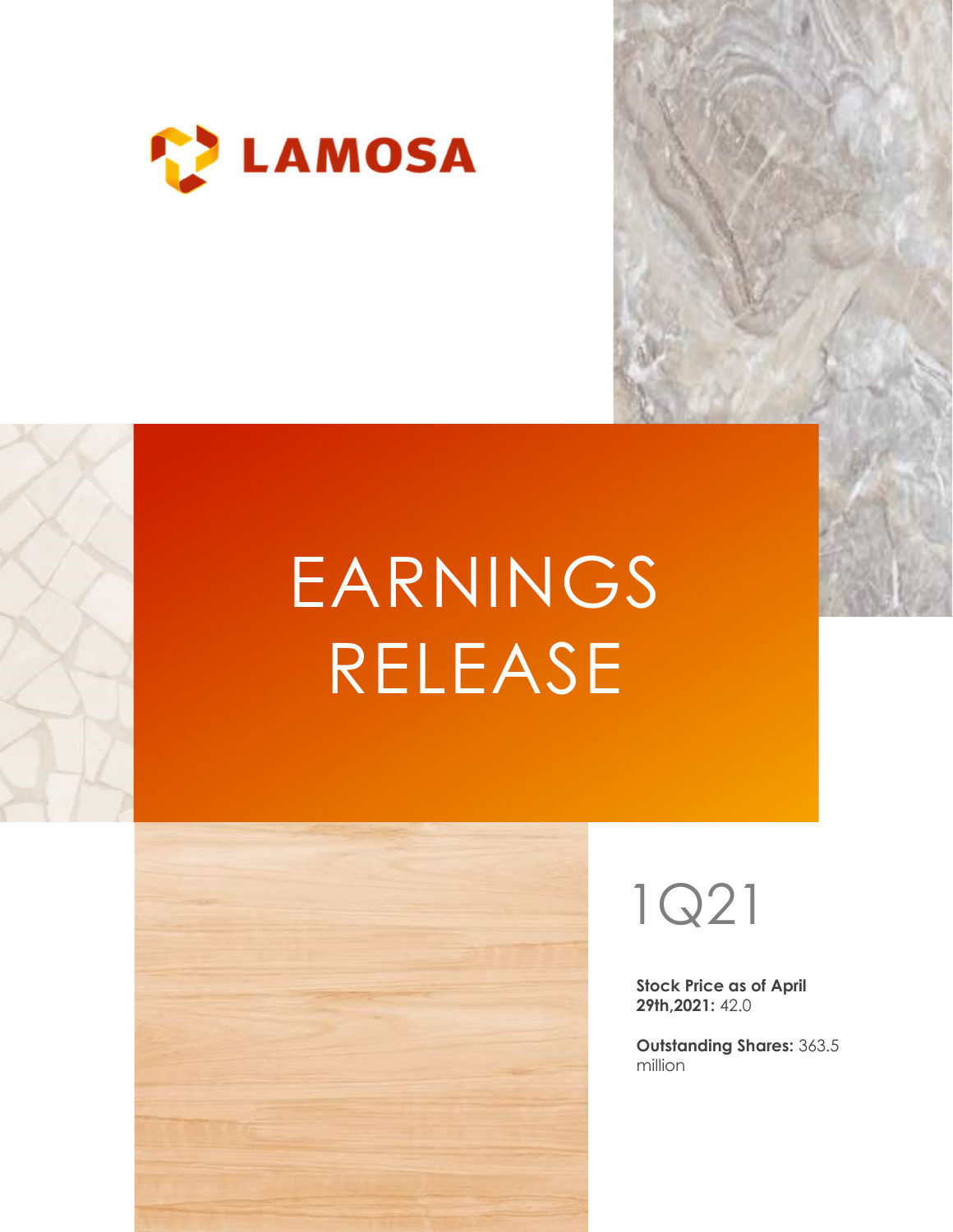LAMOSA

# EARNINGS RELEASE

## 1Q21

**Stock Price as of April 29th,2021:** 42.0

**Outstanding Shares:** 363.5 million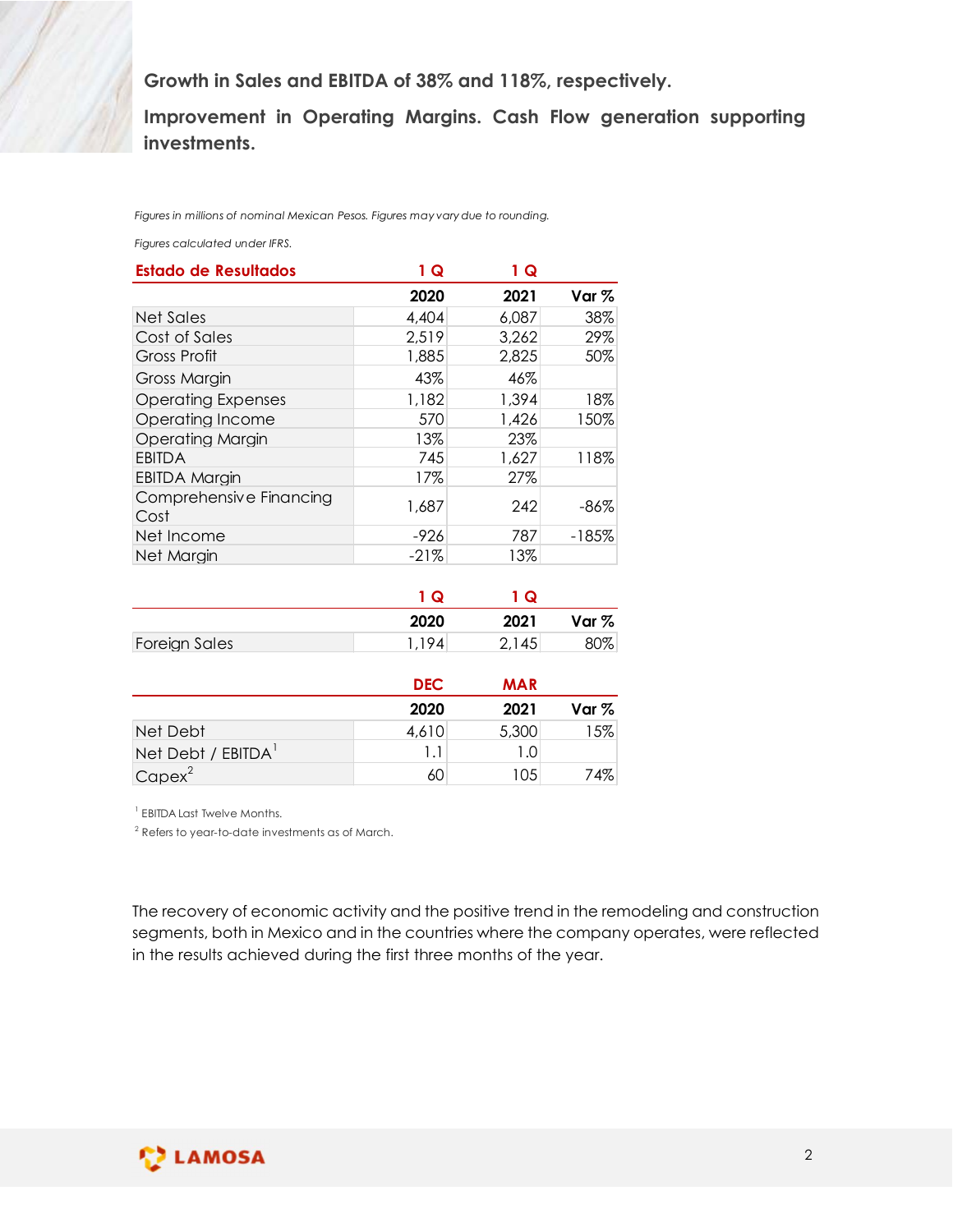**Growth in Sales and EBITDA of 38% and 118%, respectively.**

**Improvement in Operating Margins. Cash Flow generation supporting investments.**

*Figures in millions of nominal Mexican Pesos. Figures may vary due to rounding.*

*Figures calculated under IFRS.*

| Estado de Resultados | 1 Q 2020 | 1 Q 2021 | Var % |
|---|---|---|---|
| Net Sales | 4,404 | 6,087 | 38% |
| Cost of Sales | 2,519 | 3,262 | 29% |
| Gross Profit | 1,885 | 2,825 | 50% |
| Gross Margin | 43% | 46% | |
| Operating Expenses | 1,182 | 1,394 | 18% |
| Operating Income | 570 | 1,426 | 150% |
| Operating Margin | 13% | 23% | |
| EBITDA | 745 | 1,627 | 118% |
| EBITDA Margin | 17% | 27% | |
| Comprehensive Financing Cost | 1,687 | 242 | -86% |
| Net Income | -926 | 787 | -185% |
| Net Margin | -21% | 13% | |

| | 1 Q 2020 | 1 Q 2021 | Var % |
|---|---|---|---|
| Foreign Sales | 1,194 | 2,145 | 80% |

| | DEC 2020 | MAR 2021 | Var % |
|---|---|---|---|
| Net Debt | 4,610 | 5,300 | 15% |
| Net Debt / EBITDA[1] | 1.1 | 1.0 | |
| Capex[2] | 60 | 105 | 74% |

[1] EBITDA Last Twelve Months.

[2] Refers to year-to-date investments as of March.

The recovery of economic activity and the positive trend in the remodeling and construction segments, both in Mexico and in the countries where the company operates, were reflected in the results achieved during the first three months of the year.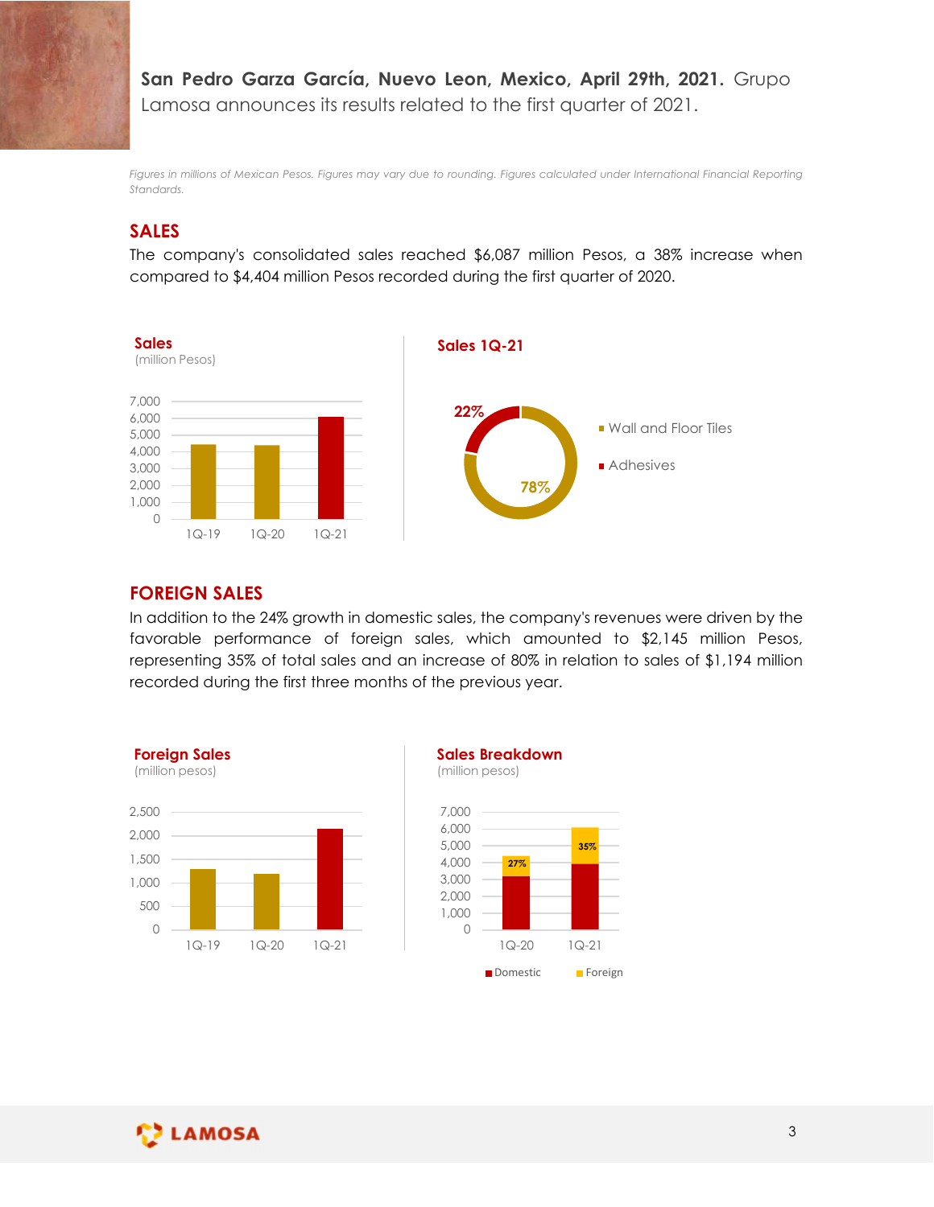**San Pedro Garza García, Nuevo Leon, Mexico, April 29th, 2021.** Grupo Lamosa announces its results related to the first quarter of 2021.

*Figures in millions of Mexican Pesos. Figures may vary due to rounding. Figures calculated under International Financial Reporting Standards.*

## SALES

The company's consolidated sales reached $6,087 million Pesos, a 38% increase when compared to $4,404 million Pesos recorded during the first quarter of 2020.

**Sales**
(million Pesos)

**Sales 1Q-21**

- Wall and Floor Tiles: 78%
- Adhesives: 22%

## FOREIGN SALES

In addition to the 24% growth in domestic sales, the company's revenues were driven by the favorable performance of foreign sales, which amounted to $2,145 million Pesos, representing 35% of total sales and an increase of 80% in relation to sales of $1,194 million recorded during the first three months of the previous year.

**Foreign Sales**
(million pesos)

**Sales Breakdown**
(million pesos)

- Foreign share: 1Q-20: 27%; 1Q-21: 35%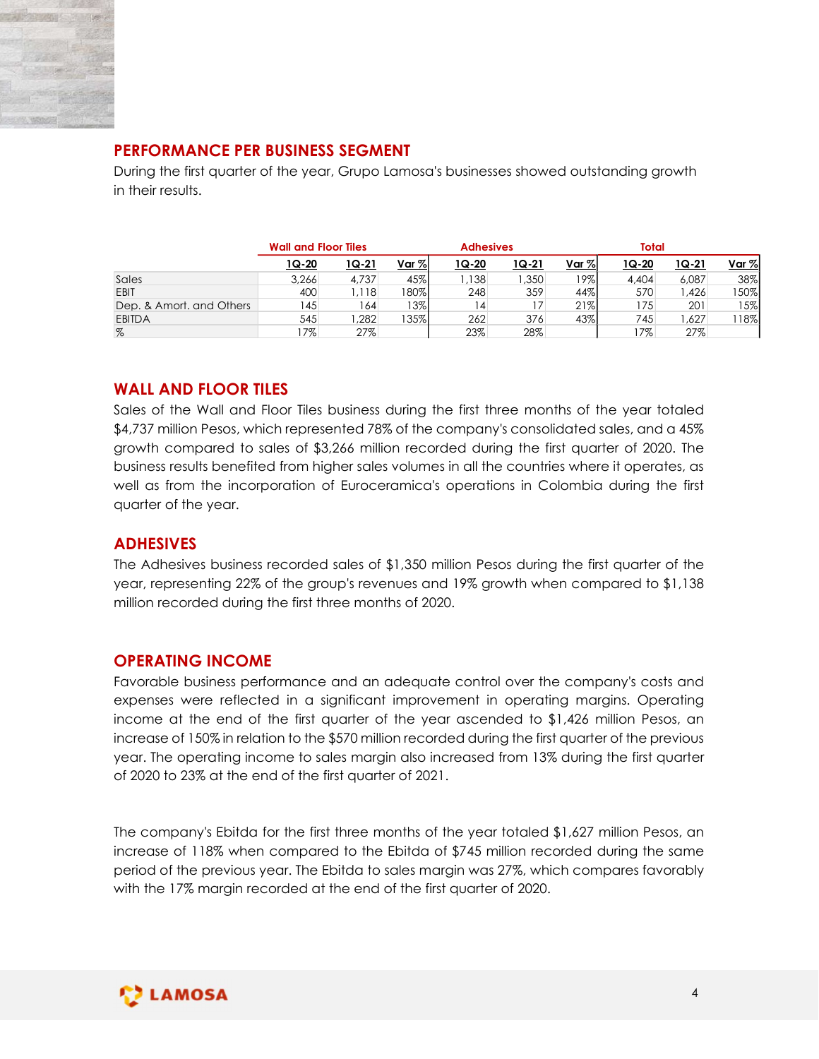## PERFORMANCE PER BUSINESS SEGMENT

During the first quarter of the year, Grupo Lamosa's businesses showed outstanding growth in their results.

| | Wall and Floor Tiles | | | Adhesives | | | Total | | |
|---|---|---|---|---|---|---|---|---|---|
| | 1Q-20 | 1Q-21 | Var % | 1Q-20 | 1Q-21 | Var % | 1Q-20 | 1Q-21 | Var % |
| Sales | 3,266 | 4,737 | 45% | 1,138 | 1,350 | 19% | 4,404 | 6,087 | 38% |
| EBIT | 400 | 1,118 | 180% | 248 | 359 | 44% | 570 | 1,426 | 150% |
| Dep. & Amort. and Others | 145 | 164 | 13% | 14 | 17 | 21% | 175 | 201 | 15% |
| EBITDA | 545 | 1,282 | 135% | 262 | 376 | 43% | 745 | 1,627 | 118% |
| % | 17% | 27% | | 23% | 28% | | 17% | 27% | |

## WALL AND FLOOR TILES

Sales of the Wall and Floor Tiles business during the first three months of the year totaled $4,737 million Pesos, which represented 78% of the company's consolidated sales, and a 45% growth compared to sales of $3,266 million recorded during the first quarter of 2020. The business results benefited from higher sales volumes in all the countries where it operates, as well as from the incorporation of Euroceramica's operations in Colombia during the first quarter of the year.

## ADHESIVES

The Adhesives business recorded sales of $1,350 million Pesos during the first quarter of the year, representing 22% of the group's revenues and 19% growth when compared to $1,138 million recorded during the first three months of 2020.

## OPERATING INCOME

Favorable business performance and an adequate control over the company's costs and expenses were reflected in a significant improvement in operating margins. Operating income at the end of the first quarter of the year ascended to $1,426 million Pesos, an increase of 150% in relation to the $570 million recorded during the first quarter of the previous year. The operating income to sales margin also increased from 13% during the first quarter of 2020 to 23% at the end of the first quarter of 2021.

The company's Ebitda for the first three months of the year totaled $1,627 million Pesos, an increase of 118% when compared to the Ebitda of $745 million recorded during the same period of the previous year. The Ebitda to sales margin was 27%, which compares favorably with the 17% margin recorded at the end of the first quarter of 2020.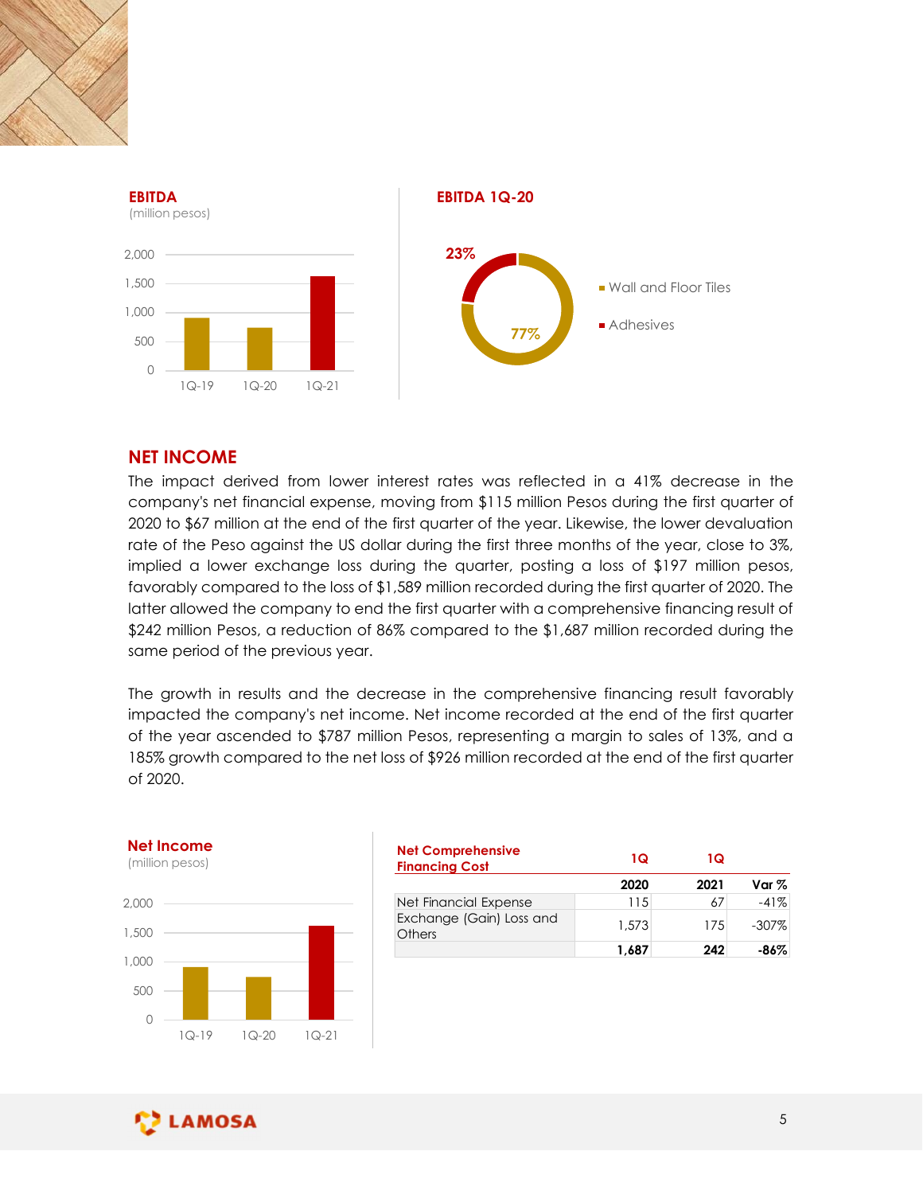**EBITDA**
(million pesos)

**EBITDA 1Q-20**

## NET INCOME

The impact derived from lower interest rates was reflected in a 41% decrease in the company's net financial expense, moving from $115 million Pesos during the first quarter of 2020 to $67 million at the end of the first quarter of the year. Likewise, the lower devaluation rate of the Peso against the US dollar during the first three months of the year, close to 3%, implied a lower exchange loss during the quarter, posting a loss of $197 million pesos, favorably compared to the loss of $1,589 million recorded during the first quarter of 2020. The latter allowed the company to end the first quarter with a comprehensive financing result of $242 million Pesos, a reduction of 86% compared to the $1,687 million recorded during the same period of the previous year.

The growth in results and the decrease in the comprehensive financing result favorably impacted the company's net income. Net income recorded at the end of the first quarter of the year ascended to $787 million Pesos, representing a margin to sales of 13%, and a 185% growth compared to the net loss of $926 million recorded at the end of the first quarter of 2020.

**Net Income**
(million pesos)

| Net Comprehensive Financing Cost | 1Q | 1Q | |
|---|---|---|---|
| | **2020** | **2021** | **Var %** |
| Net Financial Expense | 115 | 67 | -41% |
| Exchange (Gain) Loss and Others | 1,573 | 175 | -307% |
| | **1,687** | **242** | **-86%** |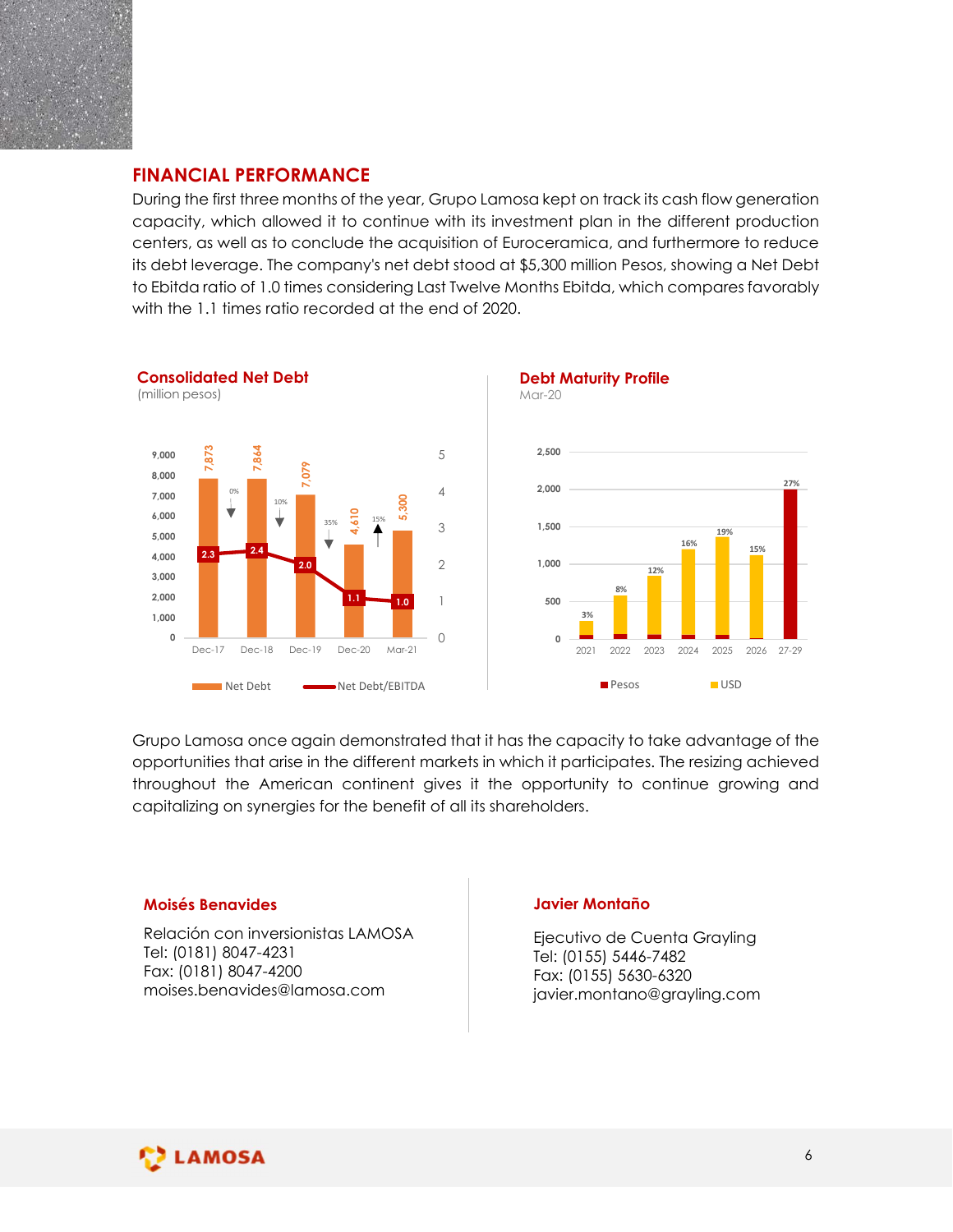## FINANCIAL PERFORMANCE

During the first three months of the year, Grupo Lamosa kept on track its cash flow generation capacity, which allowed it to continue with its investment plan in the different production centers, as well as to conclude the acquisition of Euroceramica, and furthermore to reduce its debt leverage. The company's net debt stood at $5,300 million Pesos, showing a Net Debt to Ebitda ratio of 1.0 times considering Last Twelve Months Ebitda, which compares favorably with the 1.1 times ratio recorded at the end of 2020.

**Consolidated Net Debt**
(million pesos)

9,000
8,000
7,000
6,000
5,000
4,000
3,000
2,000
1,000
0

5
4
3
2
1
0

7,873
7,864
7,079
4,610
5,300

0%
10%
35%
15%

2.3
2.4
2.0
1.1
1.0

Dec-17
Dec-18
Dec-19
Dec-20
Mar-21

Net Debt
Net Debt/EBITDA

**Debt Maturity Profile**
Mar-20

2,500
2,000
1,500
1,000
500
0

3%
8%
12%
16%
19%
15%
27%

2021
2022
2023
2024
2025
2026
27-29

Pesos
USD

Grupo Lamosa once again demonstrated that it has the capacity to take advantage of the opportunities that arise in the different markets in which it participates. The resizing achieved throughout the American continent gives it the opportunity to continue growing and capitalizing on synergies for the benefit of all its shareholders.

**Moisés Benavides**

Relación con inversionistas LAMOSA
Tel: (0181) 8047-4231
Fax: (0181) 8047-4200
moises.benavides@lamosa.com

**Javier Montaño**

Ejecutivo de Cuenta Grayling
Tel: (0155) 5446-7482
Fax: (0155) 5630-6320
javier.montano@grayling.com